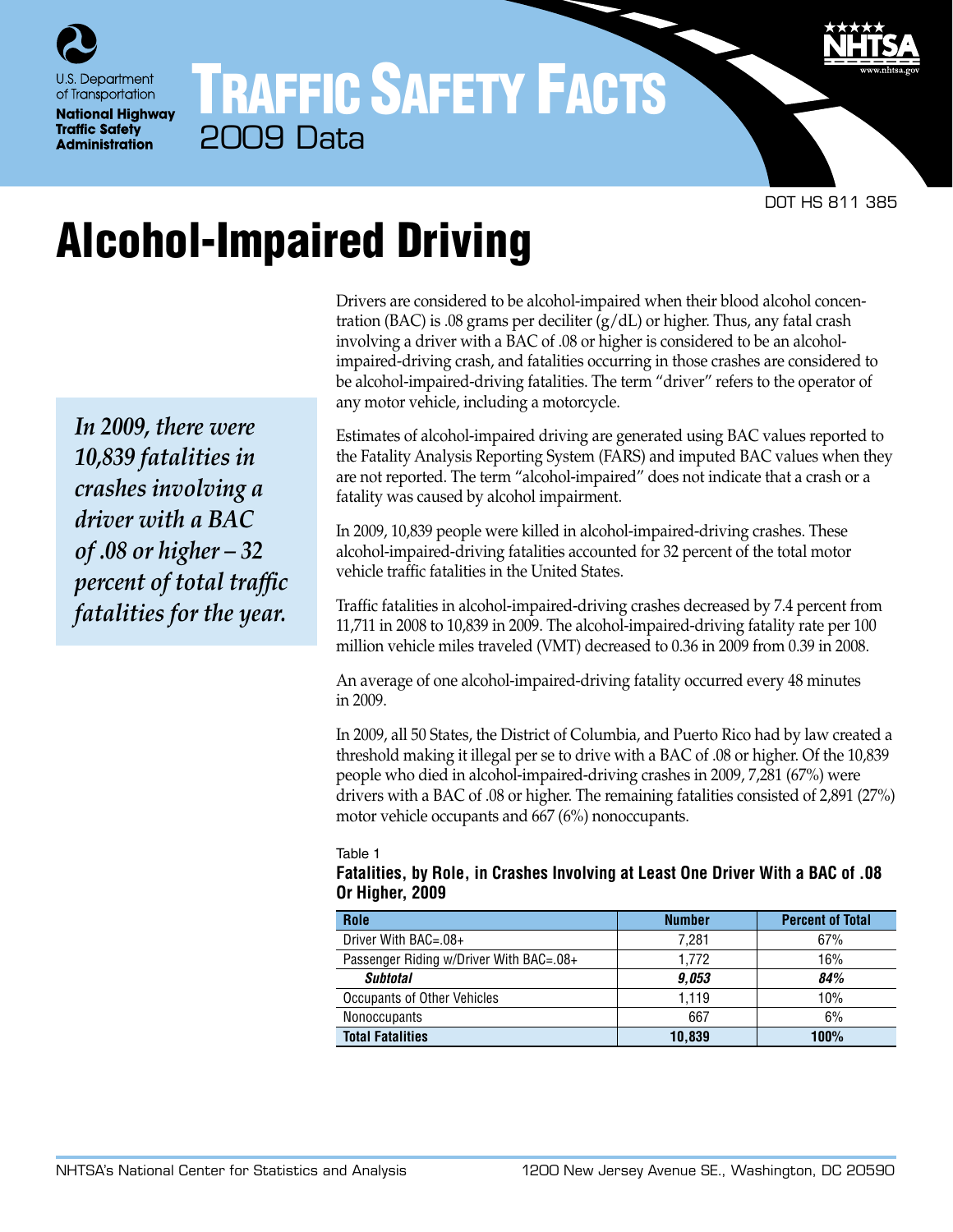U.S. Department of Transportation

National Highway Traffic Safety Administration

# Traffic Safety Facts

2009 Data

DOT HS 811 385

# Alcohol-Impaired Driving

*In 2009, there were 10,839 fatalities in crashes involving a driver with a BAC of .08 or higher – 32 percent of total traffic fatalities for the year.*

Drivers are considered to be alcohol-impaired when their blood alcohol concentration (BAC) is .08 grams per deciliter (g/dL) or higher. Thus, any fatal crash involving a driver with a BAC of .08 or higher is considered to be an alcohol-impaired-driving crash, and fatalities occurring in those crashes are considered to be alcohol-impaired-driving fatalities. The term "driver" refers to the operator of any motor vehicle, including a motorcycle.

Estimates of alcohol-impaired driving are generated using BAC values reported to the Fatality Analysis Reporting System (FARS) and imputed BAC values when they are not reported. The term "alcohol-impaired" does not indicate that a crash or a fatality was caused by alcohol impairment.

In 2009, 10,839 people were killed in alcohol-impaired-driving crashes. These alcohol-impaired-driving fatalities accounted for 32 percent of the total motor vehicle traffic fatalities in the United States.

Traffic fatalities in alcohol-impaired-driving crashes decreased by 7.4 percent from 11,711 in 2008 to 10,839 in 2009. The alcohol-impaired-driving fatality rate per 100 million vehicle miles traveled (VMT) decreased to 0.36 in 2009 from 0.39 in 2008.

An average of one alcohol-impaired-driving fatality occurred every 48 minutes in 2009.

In 2009, all 50 States, the District of Columbia, and Puerto Rico had by law created a threshold making it illegal per se to drive with a BAC of .08 or higher. Of the 10,839 people who died in alcohol-impaired-driving crashes in 2009, 7,281 (67%) were drivers with a BAC of .08 or higher. The remaining fatalities consisted of 2,891 (27%) motor vehicle occupants and 667 (6%) nonoccupants.

Table 1

**Fatalities, by Role, in Crashes Involving at Least One Driver With a BAC of .08 Or Higher, 2009**

| Role | Number | Percent of Total |
|---|---|---|
| Driver With BAC=.08+ | 7,281 | 67% |
| Passenger Riding w/Driver With BAC=.08+ | 1,772 | 16% |
| ***Subtotal*** | ***9,053*** | ***84%*** |
| Occupants of Other Vehicles | 1,119 | 10% |
| Nonoccupants | 667 | 6% |
| **Total Fatalities** | **10,839** | **100%** |

NHTSA's National Center for Statistics and Analysis 1200 New Jersey Avenue SE., Washington, DC 20590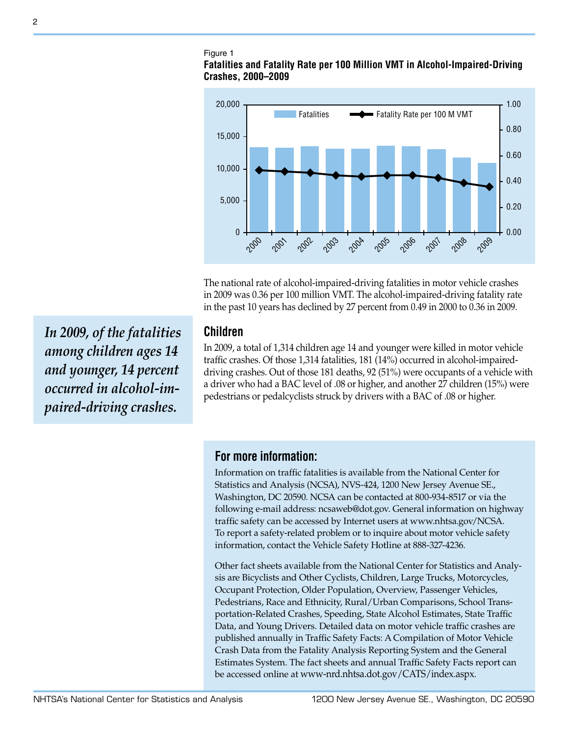Figure 1

**Fatalities and Fatality Rate per 100 Million VMT in Alcohol-Impaired-Driving Crashes, 2000–2009**

The national rate of alcohol-impaired-driving fatalities in motor vehicle crashes in 2009 was 0.36 per 100 million VMT. The alcohol-impaired-driving fatality rate in the past 10 years has declined by 27 percent from 0.49 in 2000 to 0.36 in 2009.

*In 2009, of the fatalities among children ages 14 and younger, 14 percent occurred in alcohol-impaired-driving crashes.*

## Children

In 2009, a total of 1,314 children age 14 and younger were killed in motor vehicle traffic crashes. Of those 1,314 fatalities, 181 (14%) occurred in alcohol-impaired-driving crashes. Out of those 181 deaths, 92 (51%) were occupants of a vehicle with a driver who had a BAC level of .08 or higher, and another 27 children (15%) were pedestrians or pedalcyclists struck by drivers with a BAC of .08 or higher.

## For more information:

Information on traffic fatalities is available from the National Center for Statistics and Analysis (NCSA), NVS-424, 1200 New Jersey Avenue SE., Washington, DC 20590. NCSA can be contacted at 800-934-8517 or via the following e-mail address: ncsaweb@dot.gov. General information on highway traffic safety can be accessed by Internet users at www.nhtsa.gov/NCSA. To report a safety-related problem or to inquire about motor vehicle safety information, contact the Vehicle Safety Hotline at 888-327-4236.

Other fact sheets available from the National Center for Statistics and Analysis are Bicyclists and Other Cyclists, Children, Large Trucks, Motorcycles, Occupant Protection, Older Population, Overview, Passenger Vehicles, Pedestrians, Race and Ethnicity, Rural/Urban Comparisons, School Transportation-Related Crashes, Speeding, State Alcohol Estimates, State Traffic Data, and Young Drivers. Detailed data on motor vehicle traffic crashes are published annually in Traffic Safety Facts: A Compilation of Motor Vehicle Crash Data from the Fatality Analysis Reporting System and the General Estimates System. The fact sheets and annual Traffic Safety Facts report can be accessed online at www-nrd.nhtsa.dot.gov/CATS/index.aspx.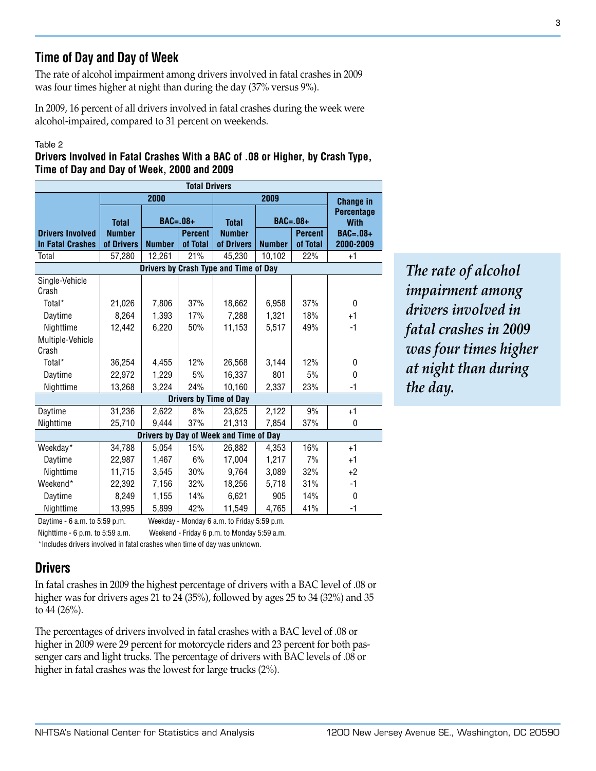## Time of Day and Day of Week

The rate of alcohol impairment among drivers involved in fatal crashes in 2009 was four times higher at night than during the day (37% versus 9%).

In 2009, 16 percent of all drivers involved in fatal crashes during the week were alcohol-impaired, compared to 31 percent on weekends.

Table 2

**Drivers Involved in Fatal Crashes With a BAC of .08 or Higher, by Crash Type, Time of Day and Day of Week, 2000 and 2009**

| Total Drivers | | | | | | | |
|---|---|---|---|---|---|---|---|
| | 2000 | | | 2009 | | | Change in Percentage With BAC=.08+ 2000-2009 |
| | Total | BAC=.08+ | | Total | BAC=.08+ | | |
| Drivers Involved In Fatal Crashes | Number of Drivers | Number | Percent of Total | Number of Drivers | Number | Percent of Total | |
| Total | 57,280 | 12,261 | 21% | 45,230 | 10,102 | 22% | +1 |
| **Drivers by Crash Type and Time of Day** | | | | | | | |
| Single-Vehicle Crash | | | | | | | |
| Total* | 21,026 | 7,806 | 37% | 18,662 | 6,958 | 37% | 0 |
| Daytime | 8,264 | 1,393 | 17% | 7,288 | 1,321 | 18% | +1 |
| Nighttime | 12,442 | 6,220 | 50% | 11,153 | 5,517 | 49% | -1 |
| Multiple-Vehicle Crash | | | | | | | |
| Total* | 36,254 | 4,455 | 12% | 26,568 | 3,144 | 12% | 0 |
| Daytime | 22,972 | 1,229 | 5% | 16,337 | 801 | 5% | 0 |
| Nighttime | 13,268 | 3,224 | 24% | 10,160 | 2,337 | 23% | -1 |
| **Drivers by Time of Day** | | | | | | | |
| Daytime | 31,236 | 2,622 | 8% | 23,625 | 2,122 | 9% | +1 |
| Nighttime | 25,710 | 9,444 | 37% | 21,313 | 7,854 | 37% | 0 |
| **Drivers by Day of Week and Time of Day** | | | | | | | |
| Weekday* | 34,788 | 5,054 | 15% | 26,882 | 4,353 | 16% | +1 |
| Daytime | 22,987 | 1,467 | 6% | 17,004 | 1,217 | 7% | +1 |
| Nighttime | 11,715 | 3,545 | 30% | 9,764 | 3,089 | 32% | +2 |
| Weekend* | 22,392 | 7,156 | 32% | 18,256 | 5,718 | 31% | -1 |
| Daytime | 8,249 | 1,155 | 14% | 6,621 | 905 | 14% | 0 |
| Nighttime | 13,995 | 5,899 | 42% | 11,549 | 4,765 | 41% | -1 |

Daytime - 6 a.m. to 5:59 p.m.  Weekday - Monday 6 a.m. to Friday 5:59 p.m.

Nighttime - 6 p.m. to 5:59 a.m.  Weekend - Friday 6 p.m. to Monday 5:59 a.m.

*Includes drivers involved in fatal crashes when time of day was unknown.

*The rate of alcohol impairment among drivers involved in fatal crashes in 2009 was four times higher at night than during the day.*

## Drivers

In fatal crashes in 2009 the highest percentage of drivers with a BAC level of .08 or higher was for drivers ages 21 to 24 (35%), followed by ages 25 to 34 (32%) and 35 to 44 (26%).

The percentages of drivers involved in fatal crashes with a BAC level of .08 or higher in 2009 were 29 percent for motorcycle riders and 23 percent for both passenger cars and light trucks. The percentage of drivers with BAC levels of .08 or higher in fatal crashes was the lowest for large trucks (2%).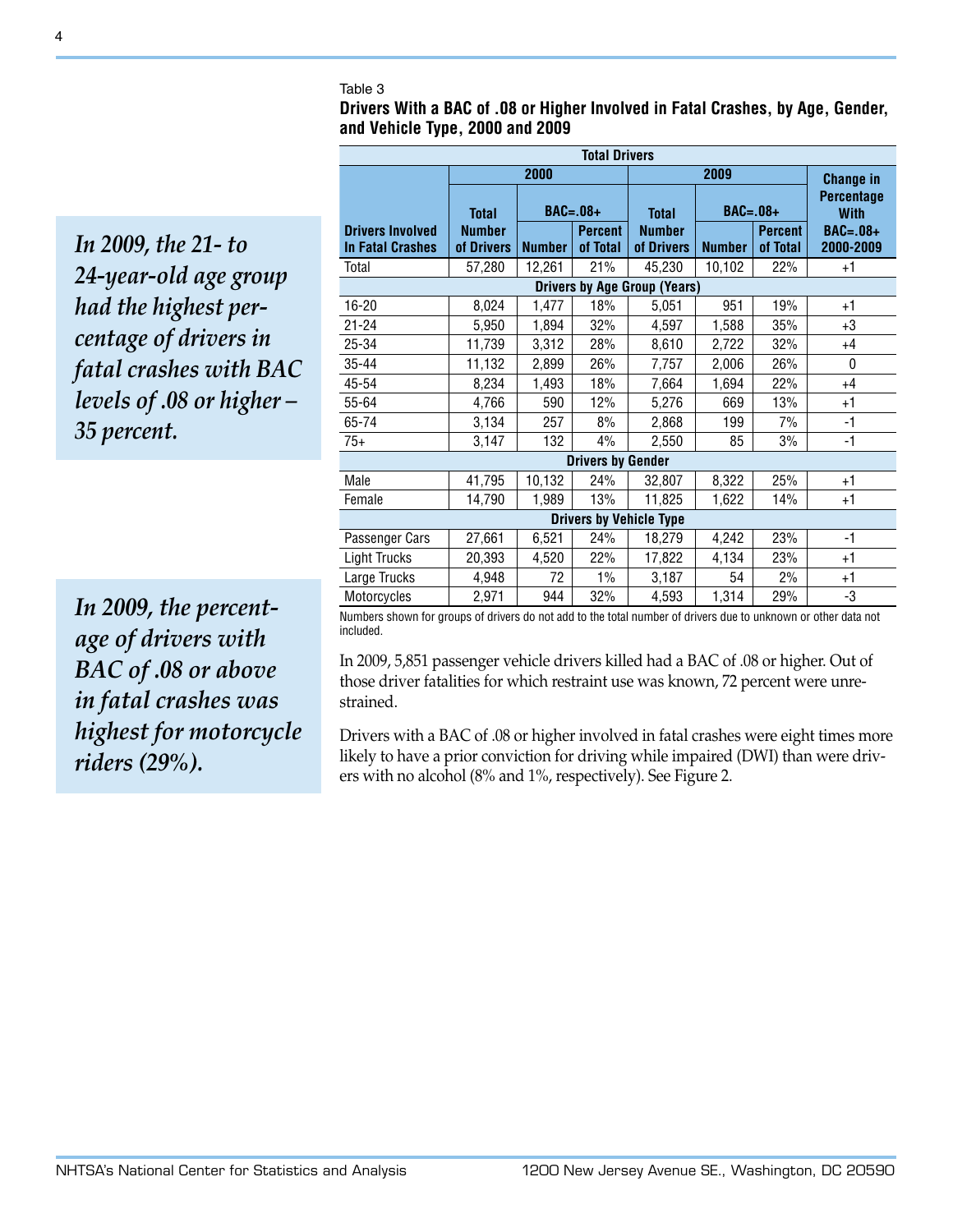*In 2009, the 21- to 24-year-old age group had the highest percentage of drivers in fatal crashes with BAC levels of .08 or higher – 35 percent.*

*In 2009, the percentage of drivers with BAC of .08 or above in fatal crashes was highest for motorcycle riders (29%).*

Table 3

**Drivers With a BAC of .08 or Higher Involved in Fatal Crashes, by Age, Gender, and Vehicle Type, 2000 and 2009**

| Total Drivers | | | | | | | |
|---|---|---|---|---|---|---|---|
| | 2000 | | | 2009 | | | Change in Percentage With |
| | Total | BAC=.08+ | | Total | BAC=.08+ | | |
| Drivers Involved In Fatal Crashes | Number of Drivers | Number | Percent of Total | Number of Drivers | Number | Percent of Total | BAC=.08+ 2000-2009 |
| Total | 57,280 | 12,261 | 21% | 45,230 | 10,102 | 22% | +1 |
| **Drivers by Age Group (Years)** | | | | | | | |
| 16-20 | 8,024 | 1,477 | 18% | 5,051 | 951 | 19% | +1 |
| 21-24 | 5,950 | 1,894 | 32% | 4,597 | 1,588 | 35% | +3 |
| 25-34 | 11,739 | 3,312 | 28% | 8,610 | 2,722 | 32% | +4 |
| 35-44 | 11,132 | 2,899 | 26% | 7,757 | 2,006 | 26% | 0 |
| 45-54 | 8,234 | 1,493 | 18% | 7,664 | 1,694 | 22% | +4 |
| 55-64 | 4,766 | 590 | 12% | 5,276 | 669 | 13% | +1 |
| 65-74 | 3,134 | 257 | 8% | 2,868 | 199 | 7% | -1 |
| 75+ | 3,147 | 132 | 4% | 2,550 | 85 | 3% | -1 |
| **Drivers by Gender** | | | | | | | |
| Male | 41,795 | 10,132 | 24% | 32,807 | 8,322 | 25% | +1 |
| Female | 14,790 | 1,989 | 13% | 11,825 | 1,622 | 14% | +1 |
| **Drivers by Vehicle Type** | | | | | | | |
| Passenger Cars | 27,661 | 6,521 | 24% | 18,279 | 4,242 | 23% | -1 |
| Light Trucks | 20,393 | 4,520 | 22% | 17,822 | 4,134 | 23% | +1 |
| Large Trucks | 4,948 | 72 | 1% | 3,187 | 54 | 2% | +1 |
| Motorcycles | 2,971 | 944 | 32% | 4,593 | 1,314 | 29% | -3 |

Numbers shown for groups of drivers do not add to the total number of drivers due to unknown or other data not included.

In 2009, 5,851 passenger vehicle drivers killed had a BAC of .08 or higher. Out of those driver fatalities for which restraint use was known, 72 percent were unrestrained.

Drivers with a BAC of .08 or higher involved in fatal crashes were eight times more likely to have a prior conviction for driving while impaired (DWI) than were drivers with no alcohol (8% and 1%, respectively). See Figure 2.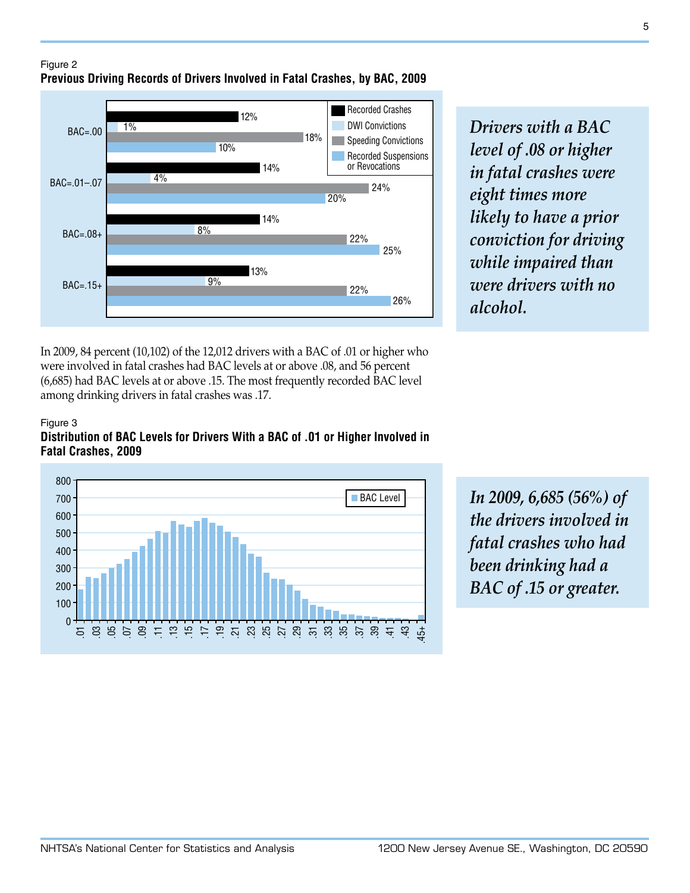Figure 2
**Previous Driving Records of Drivers Involved in Fatal Crashes, by BAC, 2009**

| | Recorded Crashes | DWI Convictions | Speeding Convictions | Recorded Suspensions or Revocations |
|---|---|---|---|---|
| BAC=.00 | 12% | 1% | 18% | 10% |
| BAC=.01–.07 | 14% | 4% | 24% | 20% |
| BAC=.08+ | 14% | 8% | 22% | 25% |
| BAC=.15+ | 13% | 9% | 22% | 26% |

*Drivers with a BAC level of .08 or higher in fatal crashes were eight times more likely to have a prior conviction for driving while impaired than were drivers with no alcohol.*

In 2009, 84 percent (10,102) of the 12,012 drivers with a BAC of .01 or higher who were involved in fatal crashes had BAC levels at or above .08, and 56 percent (6,685) had BAC levels at or above .15. The most frequently recorded BAC level among drinking drivers in fatal crashes was .17.

Figure 3
**Distribution of BAC Levels for Drivers With a BAC of .01 or Higher Involved in Fatal Crashes, 2009**

*In 2009, 6,685 (56%) of the drivers involved in fatal crashes who had been drinking had a BAC of .15 or greater.*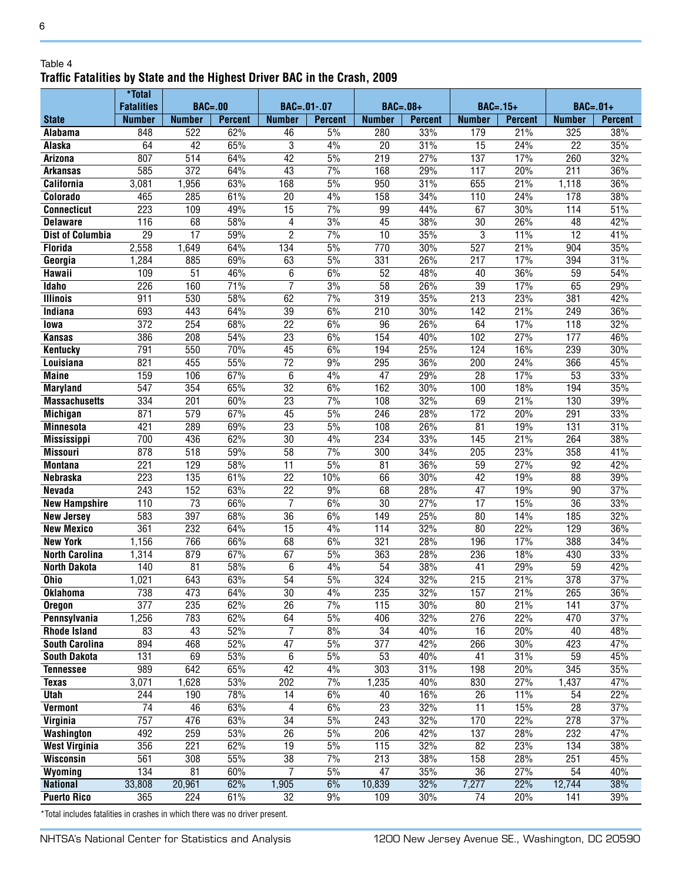Table 4

**Traffic Fatalities by State and the Highest Driver BAC in the Crash, 2009**

| | *Total Fatalities | BAC=.00 | | BAC=.01-.07 | | BAC=.08+ | | BAC=.15+ | | BAC=.01+ | |
|---|---|---|---|---|---|---|---|---|---|---|---|
| **State** | **Number** | **Number** | **Percent** | **Number** | **Percent** | **Number** | **Percent** | **Number** | **Percent** | **Number** | **Percent** |
| **Alabama** | 848 | 522 | 62% | 46 | 5% | 280 | 33% | 179 | 21% | 325 | 38% |
| **Alaska** | 64 | 42 | 65% | 3 | 4% | 20 | 31% | 15 | 24% | 22 | 35% |
| **Arizona** | 807 | 514 | 64% | 42 | 5% | 219 | 27% | 137 | 17% | 260 | 32% |
| **Arkansas** | 585 | 372 | 64% | 43 | 7% | 168 | 29% | 117 | 20% | 211 | 36% |
| **California** | 3,081 | 1,956 | 63% | 168 | 5% | 950 | 31% | 655 | 21% | 1,118 | 36% |
| **Colorado** | 465 | 285 | 61% | 20 | 4% | 158 | 34% | 110 | 24% | 178 | 38% |
| **Connecticut** | 223 | 109 | 49% | 15 | 7% | 99 | 44% | 67 | 30% | 114 | 51% |
| **Delaware** | 116 | 68 | 58% | 4 | 3% | 45 | 38% | 30 | 26% | 48 | 42% |
| **Dist of Columbia** | 29 | 17 | 59% | 2 | 7% | 10 | 35% | 3 | 11% | 12 | 41% |
| **Florida** | 2,558 | 1,649 | 64% | 134 | 5% | 770 | 30% | 527 | 21% | 904 | 35% |
| **Georgia** | 1,284 | 885 | 69% | 63 | 5% | 331 | 26% | 217 | 17% | 394 | 31% |
| **Hawaii** | 109 | 51 | 46% | 6 | 6% | 52 | 48% | 40 | 36% | 59 | 54% |
| **Idaho** | 226 | 160 | 71% | 7 | 3% | 58 | 26% | 39 | 17% | 65 | 29% |
| **Illinois** | 911 | 530 | 58% | 62 | 7% | 319 | 35% | 213 | 23% | 381 | 42% |
| **Indiana** | 693 | 443 | 64% | 39 | 6% | 210 | 30% | 142 | 21% | 249 | 36% |
| **Iowa** | 372 | 254 | 68% | 22 | 6% | 96 | 26% | 64 | 17% | 118 | 32% |
| **Kansas** | 386 | 208 | 54% | 23 | 6% | 154 | 40% | 102 | 27% | 177 | 46% |
| **Kentucky** | 791 | 550 | 70% | 45 | 6% | 194 | 25% | 124 | 16% | 239 | 30% |
| **Louisiana** | 821 | 455 | 55% | 72 | 9% | 295 | 36% | 200 | 24% | 366 | 45% |
| **Maine** | 159 | 106 | 67% | 6 | 4% | 47 | 29% | 28 | 17% | 53 | 33% |
| **Maryland** | 547 | 354 | 65% | 32 | 6% | 162 | 30% | 100 | 18% | 194 | 35% |
| **Massachusetts** | 334 | 201 | 60% | 23 | 7% | 108 | 32% | 69 | 21% | 130 | 39% |
| **Michigan** | 871 | 579 | 67% | 45 | 5% | 246 | 28% | 172 | 20% | 291 | 33% |
| **Minnesota** | 421 | 289 | 69% | 23 | 5% | 108 | 26% | 81 | 19% | 131 | 31% |
| **Mississippi** | 700 | 436 | 62% | 30 | 4% | 234 | 33% | 145 | 21% | 264 | 38% |
| **Missouri** | 878 | 518 | 59% | 58 | 7% | 300 | 34% | 205 | 23% | 358 | 41% |
| **Montana** | 221 | 129 | 58% | 11 | 5% | 81 | 36% | 59 | 27% | 92 | 42% |
| **Nebraska** | 223 | 135 | 61% | 22 | 10% | 66 | 30% | 42 | 19% | 88 | 39% |
| **Nevada** | 243 | 152 | 63% | 22 | 9% | 68 | 28% | 47 | 19% | 90 | 37% |
| **New Hampshire** | 110 | 73 | 66% | 7 | 6% | 30 | 27% | 17 | 15% | 36 | 33% |
| **New Jersey** | 583 | 397 | 68% | 36 | 6% | 149 | 25% | 80 | 14% | 185 | 32% |
| **New Mexico** | 361 | 232 | 64% | 15 | 4% | 114 | 32% | 80 | 22% | 129 | 36% |
| **New York** | 1,156 | 766 | 66% | 68 | 6% | 321 | 28% | 196 | 17% | 388 | 34% |
| **North Carolina** | 1,314 | 879 | 67% | 67 | 5% | 363 | 28% | 236 | 18% | 430 | 33% |
| **North Dakota** | 140 | 81 | 58% | 6 | 4% | 54 | 38% | 41 | 29% | 59 | 42% |
| **Ohio** | 1,021 | 643 | 63% | 54 | 5% | 324 | 32% | 215 | 21% | 378 | 37% |
| **Oklahoma** | 738 | 473 | 64% | 30 | 4% | 235 | 32% | 157 | 21% | 265 | 36% |
| **Oregon** | 377 | 235 | 62% | 26 | 7% | 115 | 30% | 80 | 21% | 141 | 37% |
| **Pennsylvania** | 1,256 | 783 | 62% | 64 | 5% | 406 | 32% | 276 | 22% | 470 | 37% |
| **Rhode Island** | 83 | 43 | 52% | 7 | 8% | 34 | 40% | 16 | 20% | 40 | 48% |
| **South Carolina** | 894 | 468 | 52% | 47 | 5% | 377 | 42% | 266 | 30% | 423 | 47% |
| **South Dakota** | 131 | 69 | 53% | 6 | 5% | 53 | 40% | 41 | 31% | 59 | 45% |
| **Tennessee** | 989 | 642 | 65% | 42 | 4% | 303 | 31% | 198 | 20% | 345 | 35% |
| **Texas** | 3,071 | 1,628 | 53% | 202 | 7% | 1,235 | 40% | 830 | 27% | 1,437 | 47% |
| **Utah** | 244 | 190 | 78% | 14 | 6% | 40 | 16% | 26 | 11% | 54 | 22% |
| **Vermont** | 74 | 46 | 63% | 4 | 6% | 23 | 32% | 11 | 15% | 28 | 37% |
| **Virginia** | 757 | 476 | 63% | 34 | 5% | 243 | 32% | 170 | 22% | 278 | 37% |
| **Washington** | 492 | 259 | 53% | 26 | 5% | 206 | 42% | 137 | 28% | 232 | 47% |
| **West Virginia** | 356 | 221 | 62% | 19 | 5% | 115 | 32% | 82 | 23% | 134 | 38% |
| **Wisconsin** | 561 | 308 | 55% | 38 | 7% | 213 | 38% | 158 | 28% | 251 | 45% |
| **Wyoming** | 134 | 81 | 60% | 7 | 5% | 47 | 35% | 36 | 27% | 54 | 40% |
| **National** | 33,808 | 20,961 | 62% | 1,905 | 6% | 10,839 | 32% | 7,277 | 22% | 12,744 | 38% |
| **Puerto Rico** | 365 | 224 | 61% | 32 | 9% | 109 | 30% | 74 | 20% | 141 | 39% |

*Total includes fatalities in crashes in which there was no driver present.